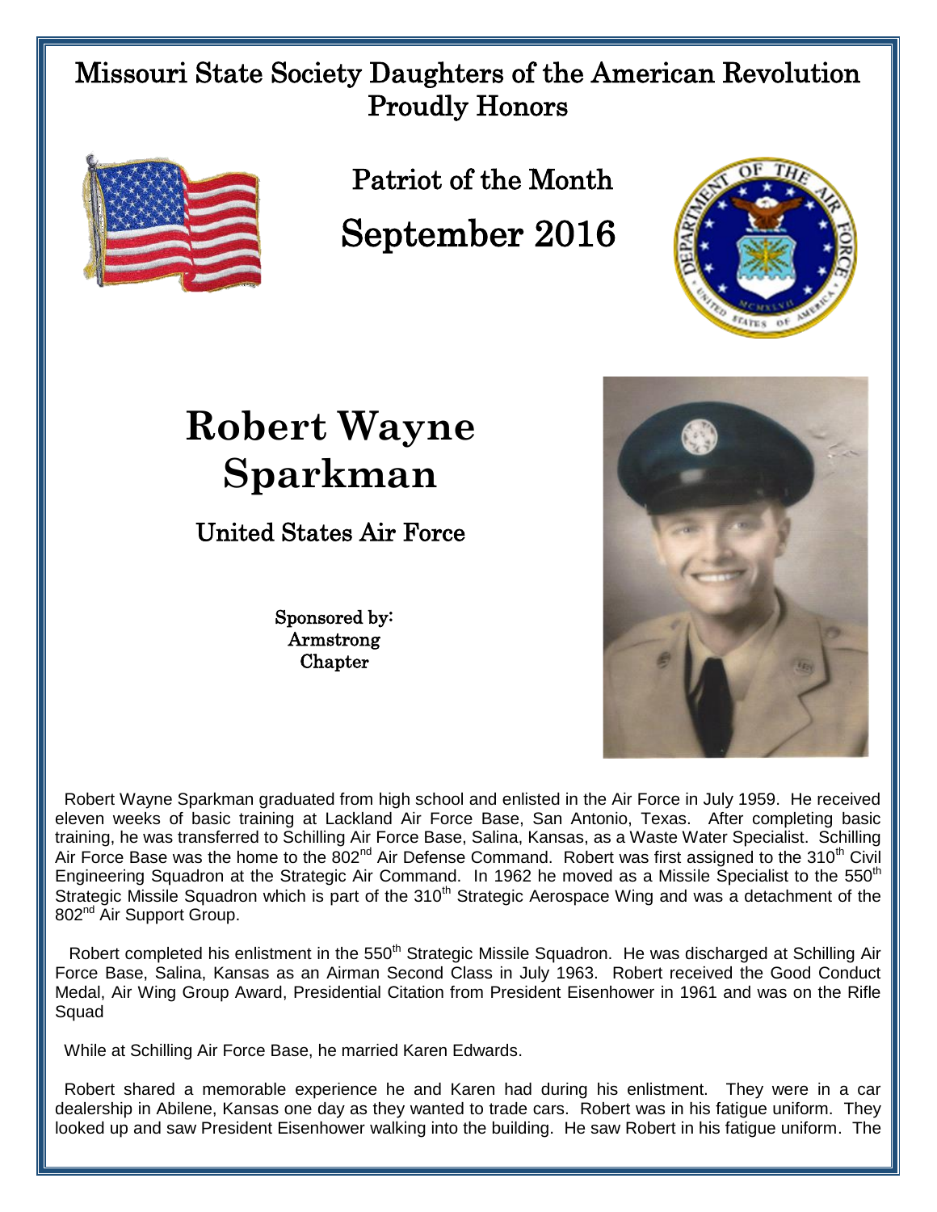# Missouri State Society Daughters of the American Revolution Proudly Honors

## Patriot of the Month

## September 2016

# Robert Wayne Sparkman

## United States Air Force

Sponsored by:
Armstrong
Chapter

Robert Wayne Sparkman graduated from high school and enlisted in the Air Force in July 1959. He received eleven weeks of basic training at Lackland Air Force Base, San Antonio, Texas. After completing basic training, he was transferred to Schilling Air Force Base, Salina, Kansas, as a Waste Water Specialist. Schilling Air Force Base was the home to the 802nd Air Defense Command. Robert was first assigned to the 310th Civil Engineering Squadron at the Strategic Air Command. In 1962 he moved as a Missile Specialist to the 550th Strategic Missile Squadron which is part of the 310th Strategic Aerospace Wing and was a detachment of the 802nd Air Support Group.

Robert completed his enlistment in the 550th Strategic Missile Squadron. He was discharged at Schilling Air Force Base, Salina, Kansas as an Airman Second Class in July 1963. Robert received the Good Conduct Medal, Air Wing Group Award, Presidential Citation from President Eisenhower in 1961 and was on the Rifle Squad

While at Schilling Air Force Base, he married Karen Edwards.

Robert shared a memorable experience he and Karen had during his enlistment. They were in a car dealership in Abilene, Kansas one day as they wanted to trade cars. Robert was in his fatigue uniform. They looked up and saw President Eisenhower walking into the building. He saw Robert in his fatigue uniform. The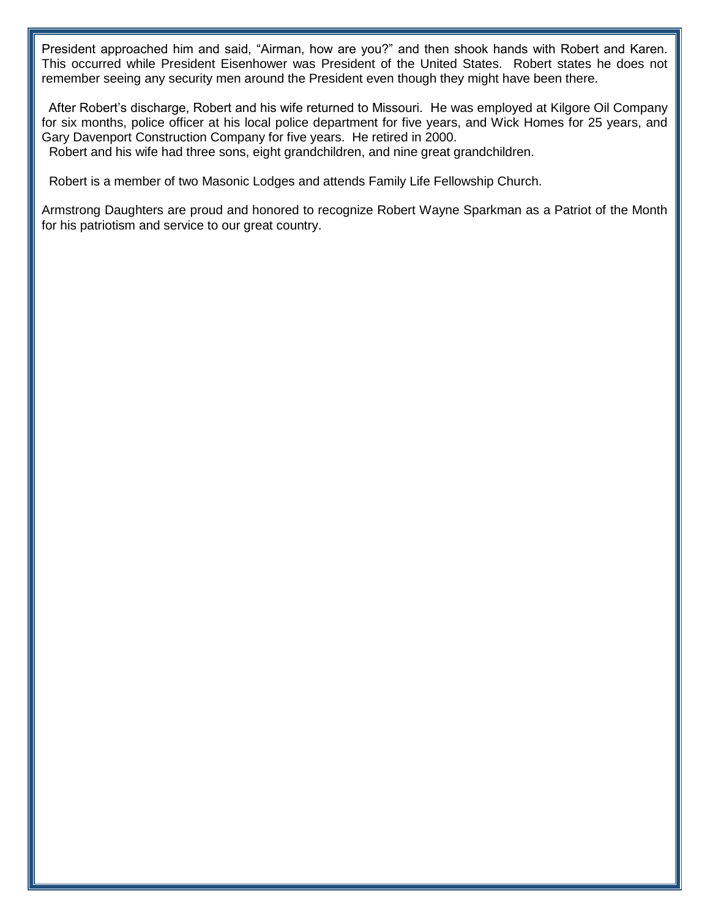President approached him and said, “Airman, how are you?” and then shook hands with Robert and Karen. This occurred while President Eisenhower was President of the United States. Robert states he does not remember seeing any security men around the President even though they might have been there.

After Robert’s discharge, Robert and his wife returned to Missouri. He was employed at Kilgore Oil Company for six months, police officer at his local police department for five years, and Wick Homes for 25 years, and Gary Davenport Construction Company for five years. He retired in 2000.

Robert and his wife had three sons, eight grandchildren, and nine great grandchildren.

Robert is a member of two Masonic Lodges and attends Family Life Fellowship Church.

Armstrong Daughters are proud and honored to recognize Robert Wayne Sparkman as a Patriot of the Month for his patriotism and service to our great country.